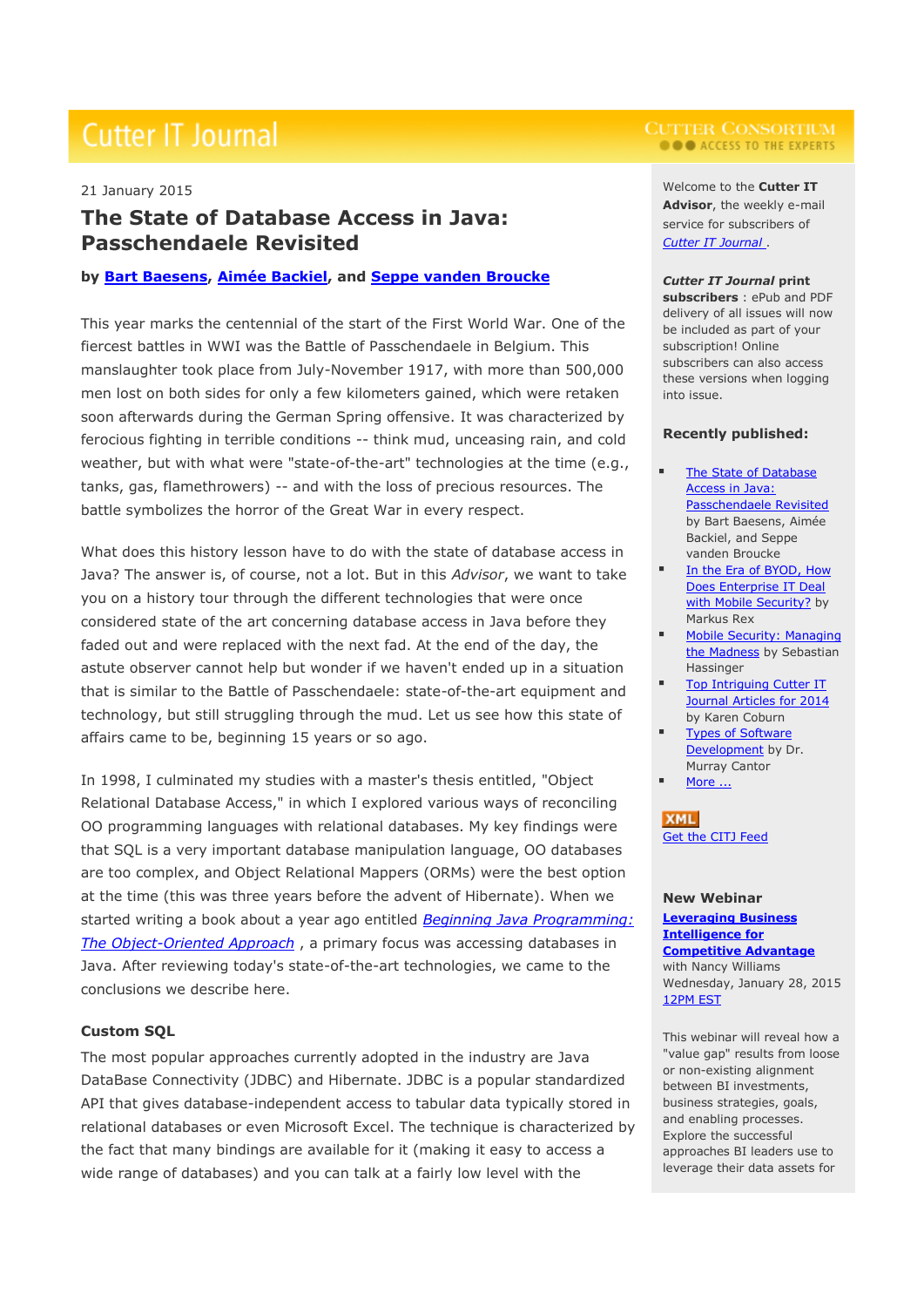# Cutter IT Journal

21 January 2015

## The State of Database Access in Java: Passchendaele Revisited

**by Bart Baesens, Aimée Backiel, and Seppe vanden Broucke**

This year marks the centennial of the start of the First World War. One of the fiercest battles in WWI was the Battle of Passchendaele in Belgium. This manslaughter took place from July-November 1917, with more than 500,000 men lost on both sides for only a few kilometers gained, which were retaken soon afterwards during the German Spring offensive. It was characterized by ferocious fighting in terrible conditions -- think mud, unceasing rain, and cold weather, but with what were "state-of-the-art" technologies at the time (e.g., tanks, gas, flamethrowers) -- and with the loss of precious resources. The battle symbolizes the horror of the Great War in every respect.

What does this history lesson have to do with the state of database access in Java? The answer is, of course, not a lot. But in this *Advisor*, we want to take you on a history tour through the different technologies that were once considered state of the art concerning database access in Java before they faded out and were replaced with the next fad. At the end of the day, the astute observer cannot help but wonder if we haven't ended up in a situation that is similar to the Battle of Passchendaele: state-of-the-art equipment and technology, but still struggling through the mud. Let us see how this state of affairs came to be, beginning 15 years or so ago.

In 1998, I culminated my studies with a master's thesis entitled, "Object Relational Database Access," in which I explored various ways of reconciling OO programming languages with relational databases. My key findings were that SQL is a very important database manipulation language, OO databases are too complex, and Object Relational Mappers (ORMs) were the best option at the time (this was three years before the advent of Hibernate). When we started writing a book about a year ago entitled *Beginning Java Programming: The Object-Oriented Approach* , a primary focus was accessing databases in Java. After reviewing today's state-of-the-art technologies, we came to the conclusions we describe here.

### Custom SQL

The most popular approaches currently adopted in the industry are Java DataBase Connectivity (JDBC) and Hibernate. JDBC is a popular standardized API that gives database-independent access to tabular data typically stored in relational databases or even Microsoft Excel. The technique is characterized by the fact that many bindings are available for it (making it easy to access a wide range of databases) and you can talk at a fairly low level with the

---

Welcome to the **Cutter IT Advisor**, the weekly e-mail service for subscribers of *Cutter IT Journal* .

***Cutter IT Journal* print subscribers** : ePub and PDF delivery of all issues will now be included as part of your subscription! Online subscribers can also access these versions when logging into issue.

**Recently published:**

- The State of Database Access in Java: Passchendaele Revisited by Bart Baesens, Aimée Backiel, and Seppe vanden Broucke
- In the Era of BYOD, How Does Enterprise IT Deal with Mobile Security? by Markus Rex
- Mobile Security: Managing the Madness by Sebastian Hassinger
- Top Intriguing Cutter IT Journal Articles for 2014 by Karen Coburn
- Types of Software Development by Dr. Murray Cantor
- More ...

XML
Get the CITJ Feed

**New Webinar**

**Leveraging Business Intelligence for Competitive Advantage**
with Nancy Williams
Wednesday, January 28, 2015
12PM EST

This webinar will reveal how a "value gap" results from loose or non-existing alignment between BI investments, business strategies, goals, and enabling processes. Explore the successful approaches BI leaders use to leverage their data assets for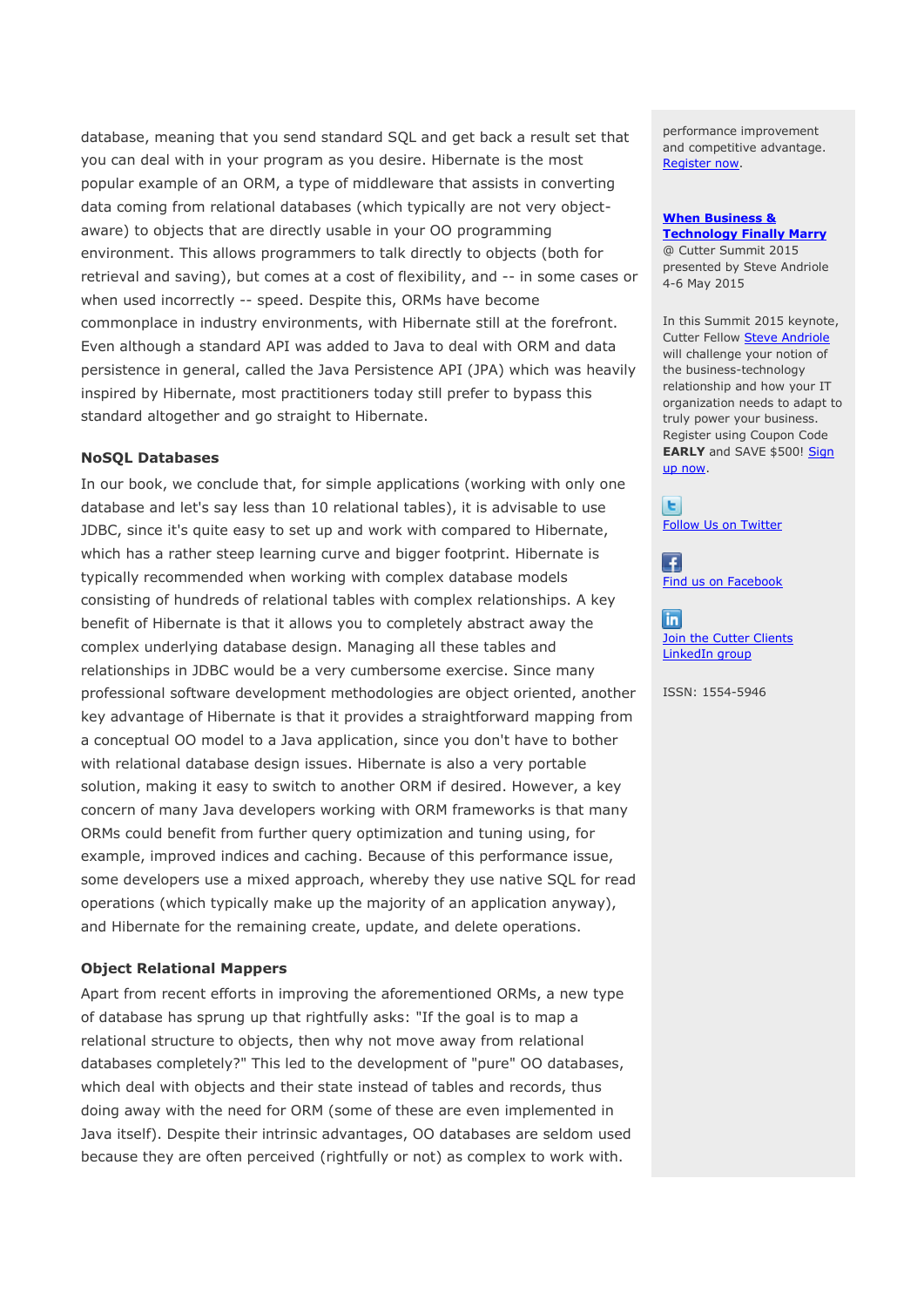database, meaning that you send standard SQL and get back a result set that you can deal with in your program as you desire. Hibernate is the most popular example of an ORM, a type of middleware that assists in converting data coming from relational databases (which typically are not very object-aware) to objects that are directly usable in your OO programming environment. This allows programmers to talk directly to objects (both for retrieval and saving), but comes at a cost of flexibility, and -- in some cases or when used incorrectly -- speed. Despite this, ORMs have become commonplace in industry environments, with Hibernate still at the forefront. Even although a standard API was added to Java to deal with ORM and data persistence in general, called the Java Persistence API (JPA) which was heavily inspired by Hibernate, most practitioners today still prefer to bypass this standard altogether and go straight to Hibernate.

### NoSQL Databases

In our book, we conclude that, for simple applications (working with only one database and let's say less than 10 relational tables), it is advisable to use JDBC, since it's quite easy to set up and work with compared to Hibernate, which has a rather steep learning curve and bigger footprint. Hibernate is typically recommended when working with complex database models consisting of hundreds of relational tables with complex relationships. A key benefit of Hibernate is that it allows you to completely abstract away the complex underlying database design. Managing all these tables and relationships in JDBC would be a very cumbersome exercise. Since many professional software development methodologies are object oriented, another key advantage of Hibernate is that it provides a straightforward mapping from a conceptual OO model to a Java application, since you don't have to bother with relational database design issues. Hibernate is also a very portable solution, making it easy to switch to another ORM if desired. However, a key concern of many Java developers working with ORM frameworks is that many ORMs could benefit from further query optimization and tuning using, for example, improved indices and caching. Because of this performance issue, some developers use a mixed approach, whereby they use native SQL for read operations (which typically make up the majority of an application anyway), and Hibernate for the remaining create, update, and delete operations.

### Object Relational Mappers

Apart from recent efforts in improving the aforementioned ORMs, a new type of database has sprung up that rightfully asks: "If the goal is to map a relational structure to objects, then why not move away from relational databases completely?" This led to the development of "pure" OO databases, which deal with objects and their state instead of tables and records, thus doing away with the need for ORM (some of these are even implemented in Java itself). Despite their intrinsic advantages, OO databases are seldom used because they are often perceived (rightfully or not) as complex to work with.

---

performance improvement and competitive advantage. Register now.

**When Business & Technology Finally Marry**
@ Cutter Summit 2015
presented by Steve Andriole
4-6 May 2015

In this Summit 2015 keynote, Cutter Fellow Steve Andriole will challenge your notion of the business-technology relationship and how your IT organization needs to adapt to truly power your business. Register using Coupon Code **EARLY** and SAVE $500! Sign up now.

Follow Us on Twitter

Find us on Facebook

Join the Cutter Clients LinkedIn group

ISSN: 1554-5946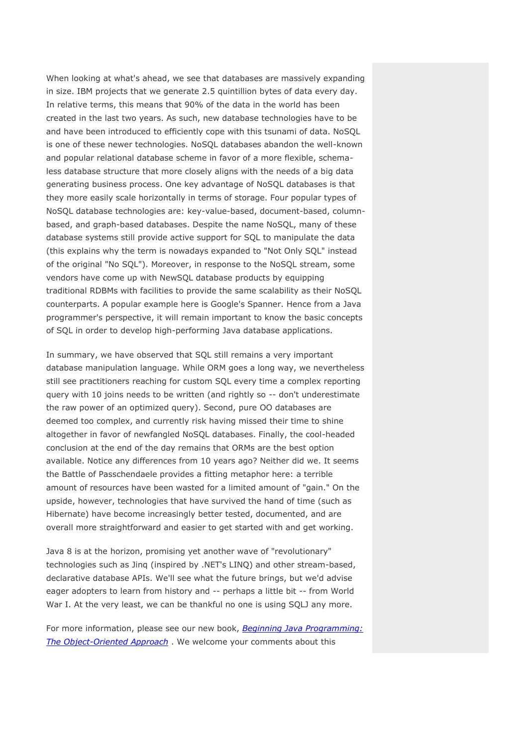When looking at what's ahead, we see that databases are massively expanding in size. IBM projects that we generate 2.5 quintillion bytes of data every day. In relative terms, this means that 90% of the data in the world has been created in the last two years. As such, new database technologies have to be and have been introduced to efficiently cope with this tsunami of data. NoSQL is one of these newer technologies. NoSQL databases abandon the well-known and popular relational database scheme in favor of a more flexible, schema-less database structure that more closely aligns with the needs of a big data generating business process. One key advantage of NoSQL databases is that they more easily scale horizontally in terms of storage. Four popular types of NoSQL database technologies are: key-value-based, document-based, column-based, and graph-based databases. Despite the name NoSQL, many of these database systems still provide active support for SQL to manipulate the data (this explains why the term is nowadays expanded to "Not Only SQL" instead of the original "No SQL"). Moreover, in response to the NoSQL stream, some vendors have come up with NewSQL database products by equipping traditional RDBMs with facilities to provide the same scalability as their NoSQL counterparts. A popular example here is Google's Spanner. Hence from a Java programmer's perspective, it will remain important to know the basic concepts of SQL in order to develop high-performing Java database applications.

In summary, we have observed that SQL still remains a very important database manipulation language. While ORM goes a long way, we nevertheless still see practitioners reaching for custom SQL every time a complex reporting query with 10 joins needs to be written (and rightly so -- don't underestimate the raw power of an optimized query). Second, pure OO databases are deemed too complex, and currently risk having missed their time to shine altogether in favor of newfangled NoSQL databases. Finally, the cool-headed conclusion at the end of the day remains that ORMs are the best option available. Notice any differences from 10 years ago? Neither did we. It seems the Battle of Passchendaele provides a fitting metaphor here: a terrible amount of resources have been wasted for a limited amount of "gain." On the upside, however, technologies that have survived the hand of time (such as Hibernate) have become increasingly better tested, documented, and are overall more straightforward and easier to get started with and get working.

Java 8 is at the horizon, promising yet another wave of "revolutionary" technologies such as Jinq (inspired by .NET's LINQ) and other stream-based, declarative database APIs. We'll see what the future brings, but we'd advise eager adopters to learn from history and -- perhaps a little bit -- from World War I. At the very least, we can be thankful no one is using SQLJ any more.

For more information, please see our new book, [*Beginning Java Programming: The Object-Oriented Approach*](#) . We welcome your comments about this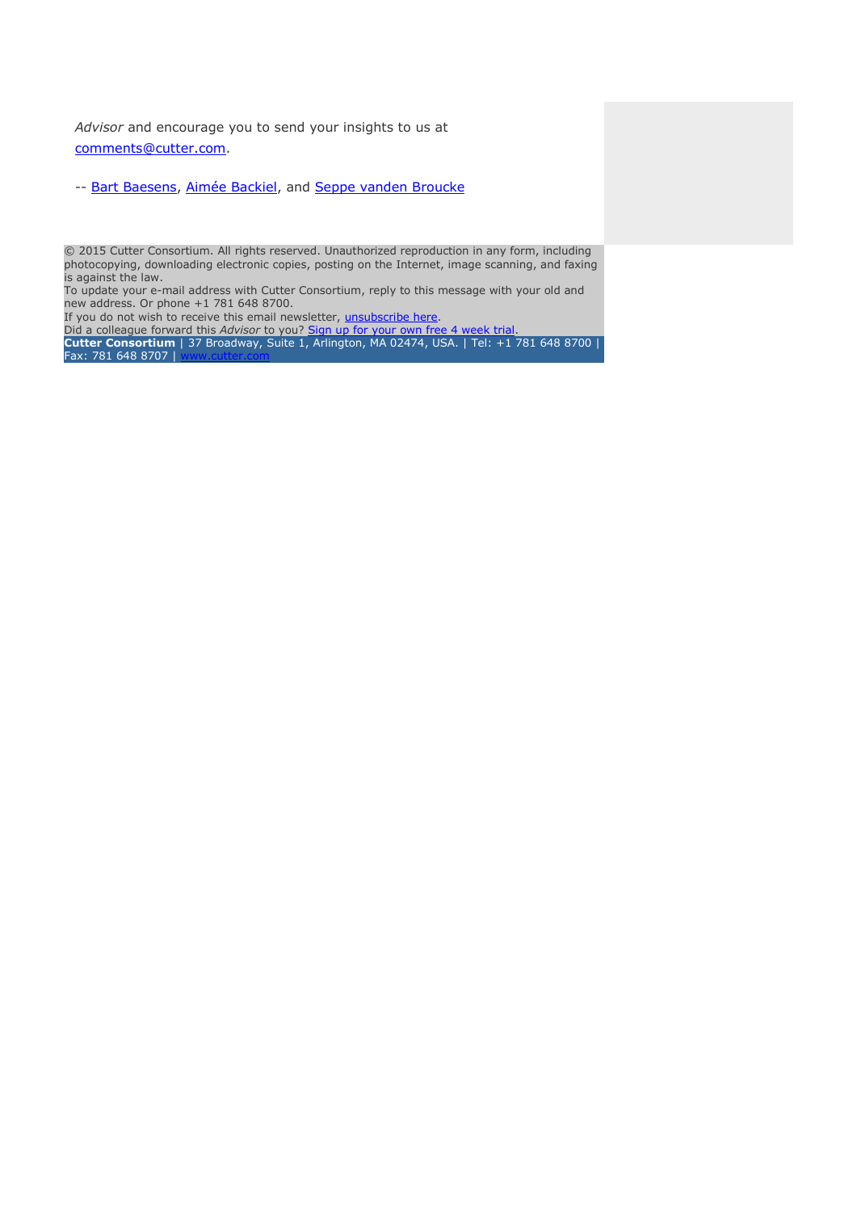*Advisor* and encourage you to send your insights to us at comments@cutter.com.

-- Bart Baesens, Aimée Backiel, and Seppe vanden Broucke

© 2015 Cutter Consortium. All rights reserved. Unauthorized reproduction in any form, including photocopying, downloading electronic copies, posting on the Internet, image scanning, and faxing is against the law.
To update your e-mail address with Cutter Consortium, reply to this message with your old and new address. Or phone +1 781 648 8700.
If you do not wish to receive this email newsletter, unsubscribe here.
Did a colleague forward this *Advisor* to you? Sign up for your own free 4 week trial.

**Cutter Consortium** | 37 Broadway, Suite 1, Arlington, MA 02474, USA. | Tel: +1 781 648 8700 | Fax: 781 648 8707 | www.cutter.com